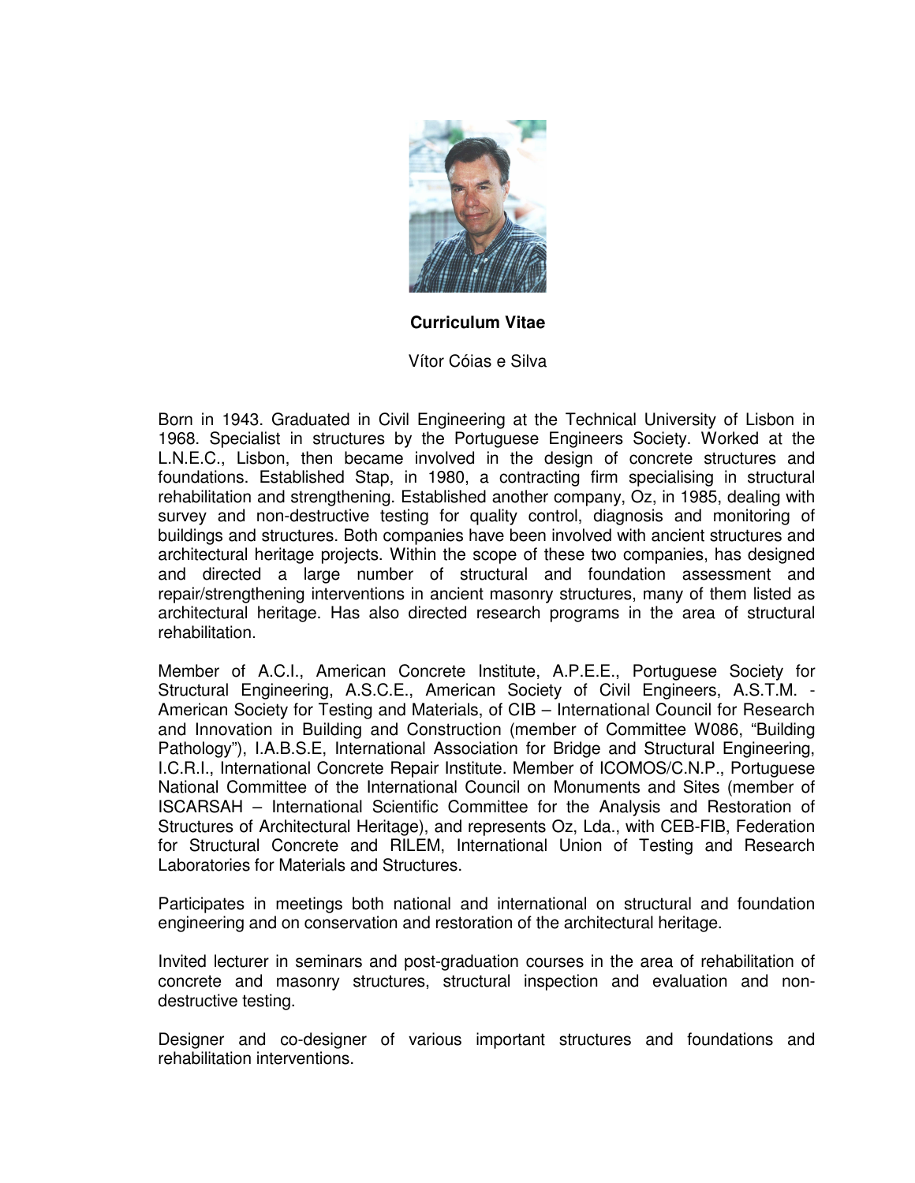**Curriculum Vitae**

Vítor Cóias e Silva

Born in 1943. Graduated in Civil Engineering at the Technical University of Lisbon in 1968. Specialist in structures by the Portuguese Engineers Society. Worked at the L.N.E.C., Lisbon, then became involved in the design of concrete structures and foundations. Established Stap, in 1980, a contracting firm specialising in structural rehabilitation and strengthening. Established another company, Oz, in 1985, dealing with survey and non-destructive testing for quality control, diagnosis and monitoring of buildings and structures. Both companies have been involved with ancient structures and architectural heritage projects. Within the scope of these two companies, has designed and directed a large number of structural and foundation assessment and repair/strengthening interventions in ancient masonry structures, many of them listed as architectural heritage. Has also directed research programs in the area of structural rehabilitation.

Member of A.C.I., American Concrete Institute, A.P.E.E., Portuguese Society for Structural Engineering, A.S.C.E., American Society of Civil Engineers, A.S.T.M. - American Society for Testing and Materials, of CIB – International Council for Research and Innovation in Building and Construction (member of Committee W086, "Building Pathology"), I.A.B.S.E, International Association for Bridge and Structural Engineering, I.C.R.I., International Concrete Repair Institute. Member of ICOMOS/C.N.P., Portuguese National Committee of the International Council on Monuments and Sites (member of ISCARSAH – International Scientific Committee for the Analysis and Restoration of Structures of Architectural Heritage), and represents Oz, Lda., with CEB-FIB, Federation for Structural Concrete and RILEM, International Union of Testing and Research Laboratories for Materials and Structures.

Participates in meetings both national and international on structural and foundation engineering and on conservation and restoration of the architectural heritage.

Invited lecturer in seminars and post-graduation courses in the area of rehabilitation of concrete and masonry structures, structural inspection and evaluation and non-destructive testing.

Designer and co-designer of various important structures and foundations and rehabilitation interventions.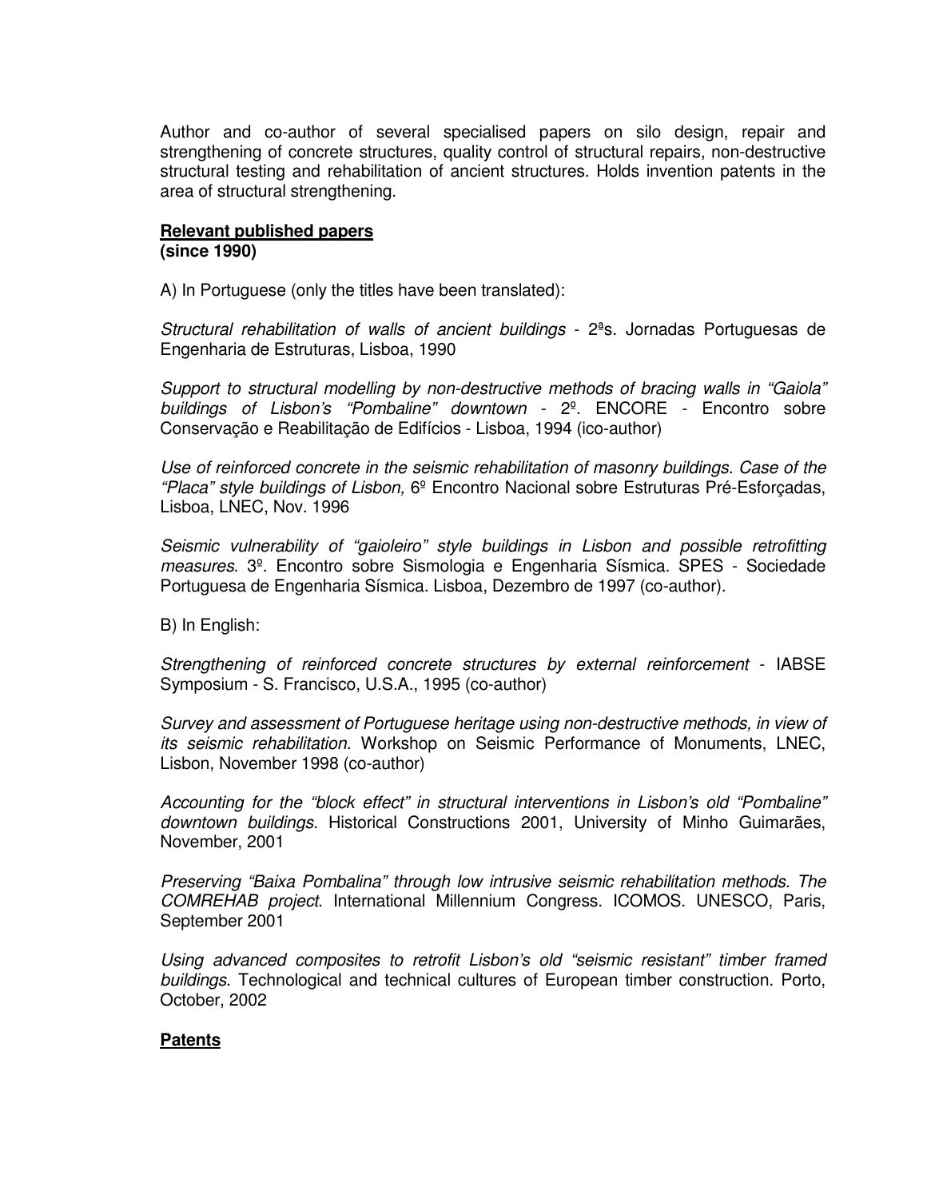Author and co-author of several specialised papers on silo design, repair and strengthening of concrete structures, quality control of structural repairs, non-destructive structural testing and rehabilitation of ancient structures. Holds invention patents in the area of structural strengthening.

**Relevant published papers**
**(since 1990)**

A) In Portuguese (only the titles have been translated):

*Structural rehabilitation of walls of ancient buildings* - 2ªs. Jornadas Portuguesas de Engenharia de Estruturas, Lisboa, 1990

*Support to structural modelling by non-destructive methods of bracing walls in "Gaiola" buildings of Lisbon's "Pombaline" downtown* - 2º. ENCORE - Encontro sobre Conservação e Reabilitação de Edifícios - Lisboa, 1994 (ico-author)

*Use of reinforced concrete in the seismic rehabilitation of masonry buildings. Case of the "Placa" style buildings of Lisbon,* 6º Encontro Nacional sobre Estruturas Pré-Esforçadas, Lisboa, LNEC, Nov. 1996

*Seismic vulnerability of "gaioleiro" style buildings in Lisbon and possible retrofitting measures.* 3º. Encontro sobre Sismologia e Engenharia Sísmica. SPES - Sociedade Portuguesa de Engenharia Sísmica. Lisboa, Dezembro de 1997 (co-author).

B) In English:

*Strengthening of reinforced concrete structures by external reinforcement* - IABSE Symposium - S. Francisco, U.S.A., 1995 (co-author)

*Survey and assessment of Portuguese heritage using non-destructive methods, in view of its seismic rehabilitation.* Workshop on Seismic Performance of Monuments, LNEC, Lisbon, November 1998 (co-author)

*Accounting for the "block effect" in structural interventions in Lisbon's old "Pombaline" downtown buildings.* Historical Constructions 2001, University of Minho Guimarães, November, 2001

*Preserving "Baixa Pombalina" through low intrusive seismic rehabilitation methods. The COMREHAB project*. International Millennium Congress. ICOMOS. UNESCO, Paris, September 2001

*Using advanced composites to retrofit Lisbon's old "seismic resistant" timber framed buildings*. Technological and technical cultures of European timber construction. Porto, October, 2002

**Patents**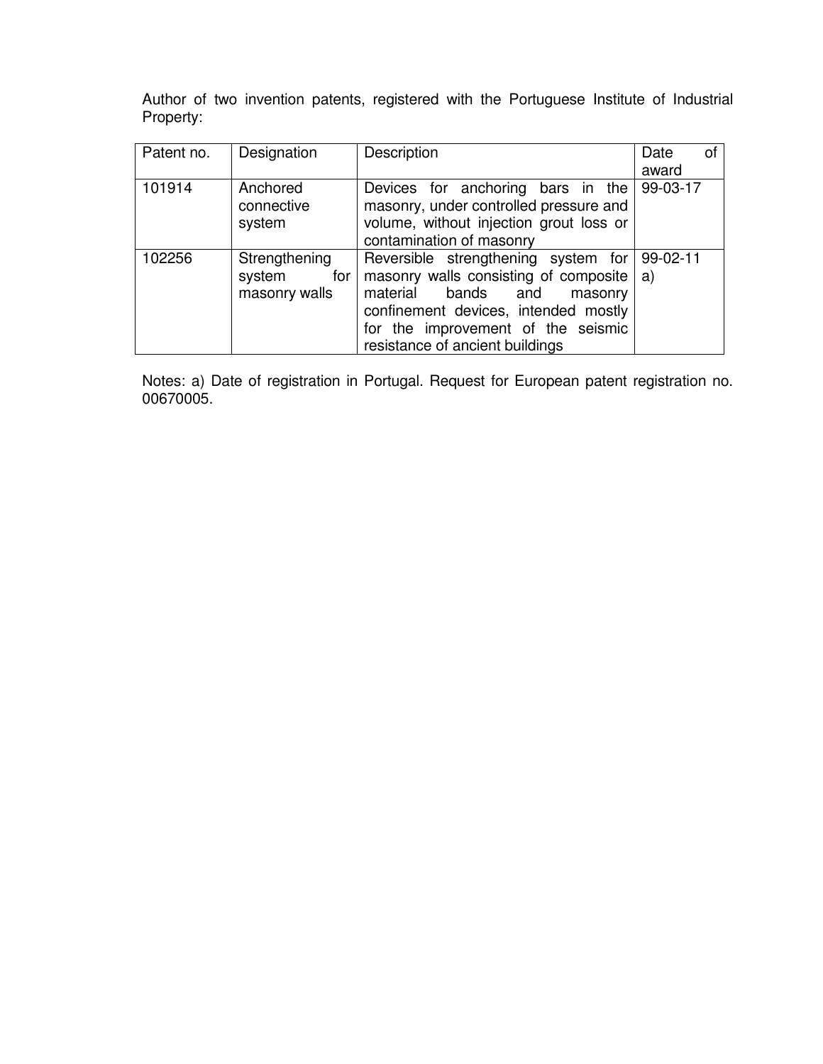Author of two invention patents, registered with the Portuguese Institute of Industrial Property:

| Patent no. | Designation | Description | Date of award |
|---|---|---|---|
| 101914 | Anchored connective system | Devices for anchoring bars in the masonry, under controlled pressure and volume, without injection grout loss or contamination of masonry | 99-03-17 |
| 102256 | Strengthening system for masonry walls | Reversible strengthening system for masonry walls consisting of composite material bands and masonry confinement devices, intended mostly for the improvement of the seismic resistance of ancient buildings | 99-02-11 a) |

Notes: a) Date of registration in Portugal. Request for European patent registration no. 00670005.